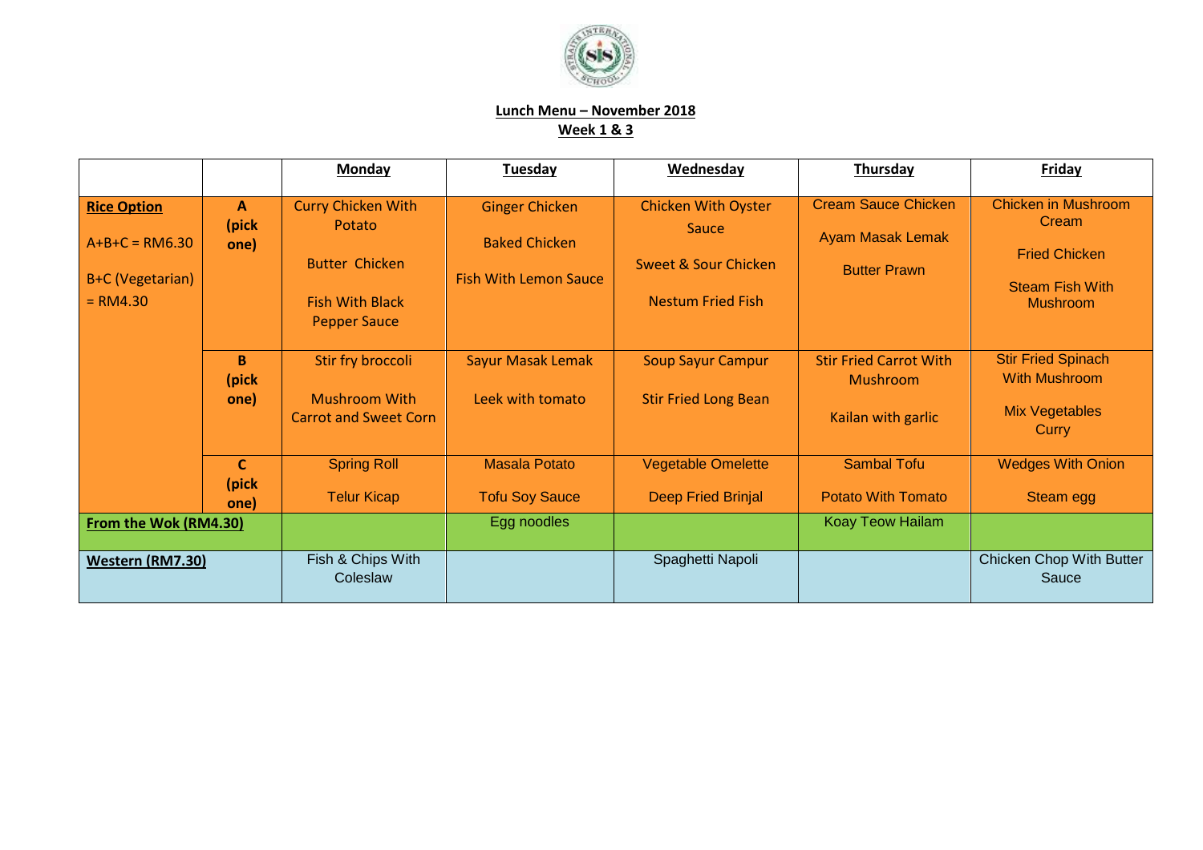## Lunch Menu – November 2018
## Week 1 & 3

| | | **Monday** | **Tuesday** | **Wednesday** | **Thursday** | **Friday** |
|---|---|---|---|---|---|---|
| **Rice Option**<br>A+B+C = RM6.30<br>B+C (Vegetarian) = RM4.30 | **A (pick one)** | Curry Chicken With Potato<br>Butter Chicken<br>Fish With Black Pepper Sauce | Ginger Chicken<br>Baked Chicken<br>Fish With Lemon Sauce | Chicken With Oyster Sauce<br>Sweet & Sour Chicken<br>Nestum Fried Fish | Cream Sauce Chicken<br>Ayam Masak Lemak<br>Butter Prawn | Chicken in Mushroom Cream<br>Fried Chicken<br>Steam Fish With Mushroom |
| | **B (pick one)** | Stir fry broccoli<br>Mushroom With Carrot and Sweet Corn | Sayur Masak Lemak<br>Leek with tomato | Soup Sayur Campur<br>Stir Fried Long Bean | Stir Fried Carrot With Mushroom<br>Kailan with garlic | Stir Fried Spinach With Mushroom<br>Mix Vegetables Curry |
| | **C (pick one)** | Spring Roll<br>Telur Kicap | Masala Potato<br>Tofu Soy Sauce | Vegetable Omelette<br>Deep Fried Brinjal | Sambal Tofu<br>Potato With Tomato | Wedges With Onion<br>Steam egg |
| **From the Wok (RM4.30)** | | | Egg noodles | | Koay Teow Hailam | |
| **Western (RM7.30)** | | Fish & Chips With Coleslaw | | Spaghetti Napoli | | Chicken Chop With Butter Sauce |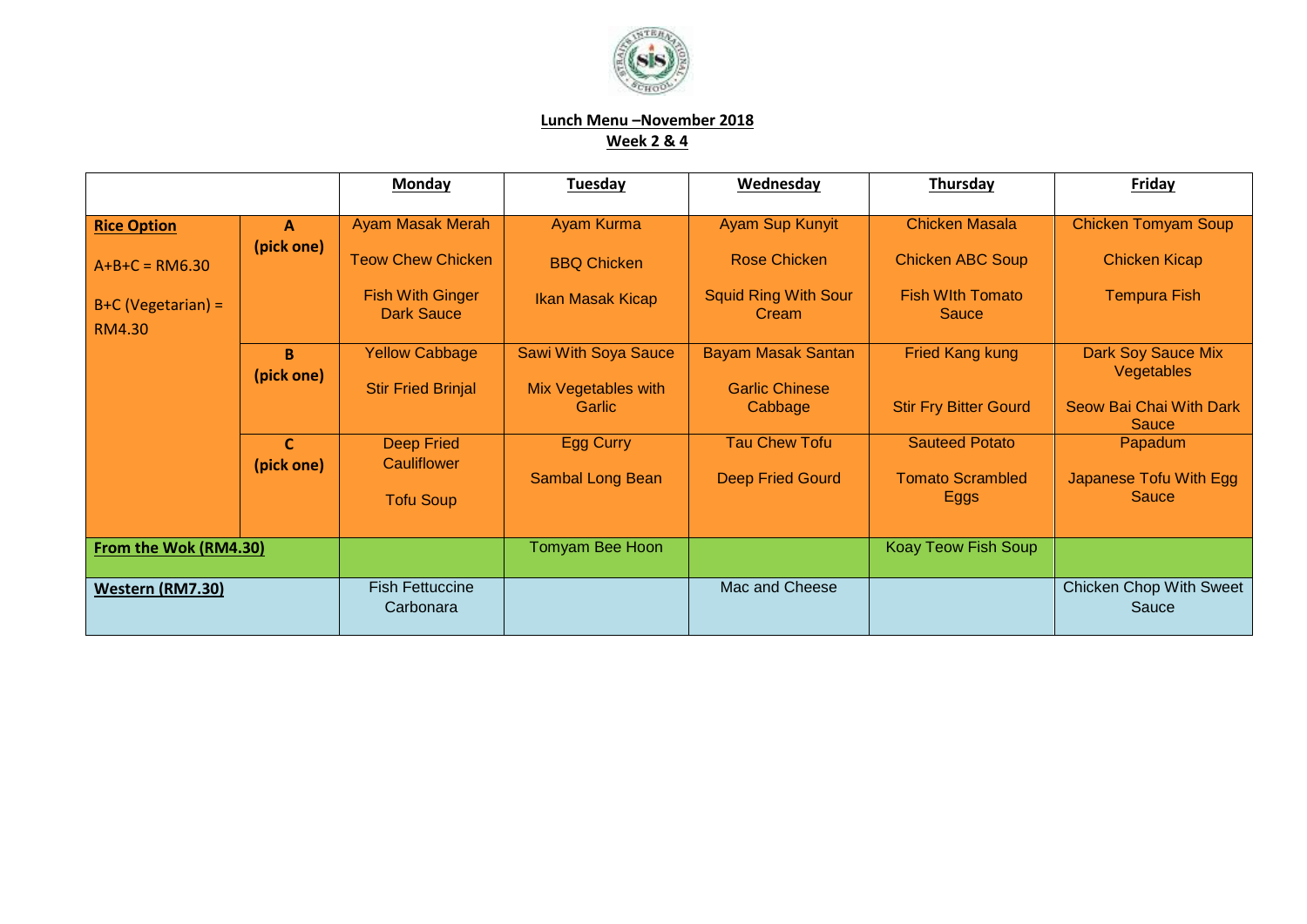**Lunch Menu –November 2018**

**Week 2 & 4**

| | | Monday | Tuesday | Wednesday | Thursday | Friday |
|---|---|---|---|---|---|---|
| **Rice Option**<br><br>A+B+C = RM6.30<br><br>B+C (Vegetarian) = RM4.30 | **A (pick one)** | Ayam Masak Merah<br><br>Teow Chew Chicken<br><br>Fish With Ginger Dark Sauce | Ayam Kurma<br><br>BBQ Chicken<br><br>Ikan Masak Kicap | Ayam Sup Kunyit<br><br>Rose Chicken<br><br>Squid Ring With Sour Cream | Chicken Masala<br><br>Chicken ABC Soup<br><br>Fish WIth Tomato Sauce | Chicken Tomyam Soup<br><br>Chicken Kicap<br><br>Tempura Fish |
| | **B (pick one)** | Yellow Cabbage<br><br>Stir Fried Brinjal | Sawi With Soya Sauce<br><br>Mix Vegetables with Garlic | Bayam Masak Santan<br><br>Garlic Chinese Cabbage | Fried Kang kung<br><br>Stir Fry Bitter Gourd | Dark Soy Sauce Mix Vegetables<br><br>Seow Bai Chai With Dark Sauce |
| | **C (pick one)** | Deep Fried Cauliflower<br><br>Tofu Soup | Egg Curry<br><br>Sambal Long Bean | Tau Chew Tofu<br><br>Deep Fried Gourd | Sauteed Potato<br><br>Tomato Scrambled Eggs | Papadum<br><br>Japanese Tofu With Egg Sauce |
| **From the Wok (RM4.30)** | | | Tomyam Bee Hoon | | Koay Teow Fish Soup | |
| **Western (RM7.30)** | | Fish Fettuccine Carbonara | | Mac and Cheese | | Chicken Chop With Sweet Sauce |